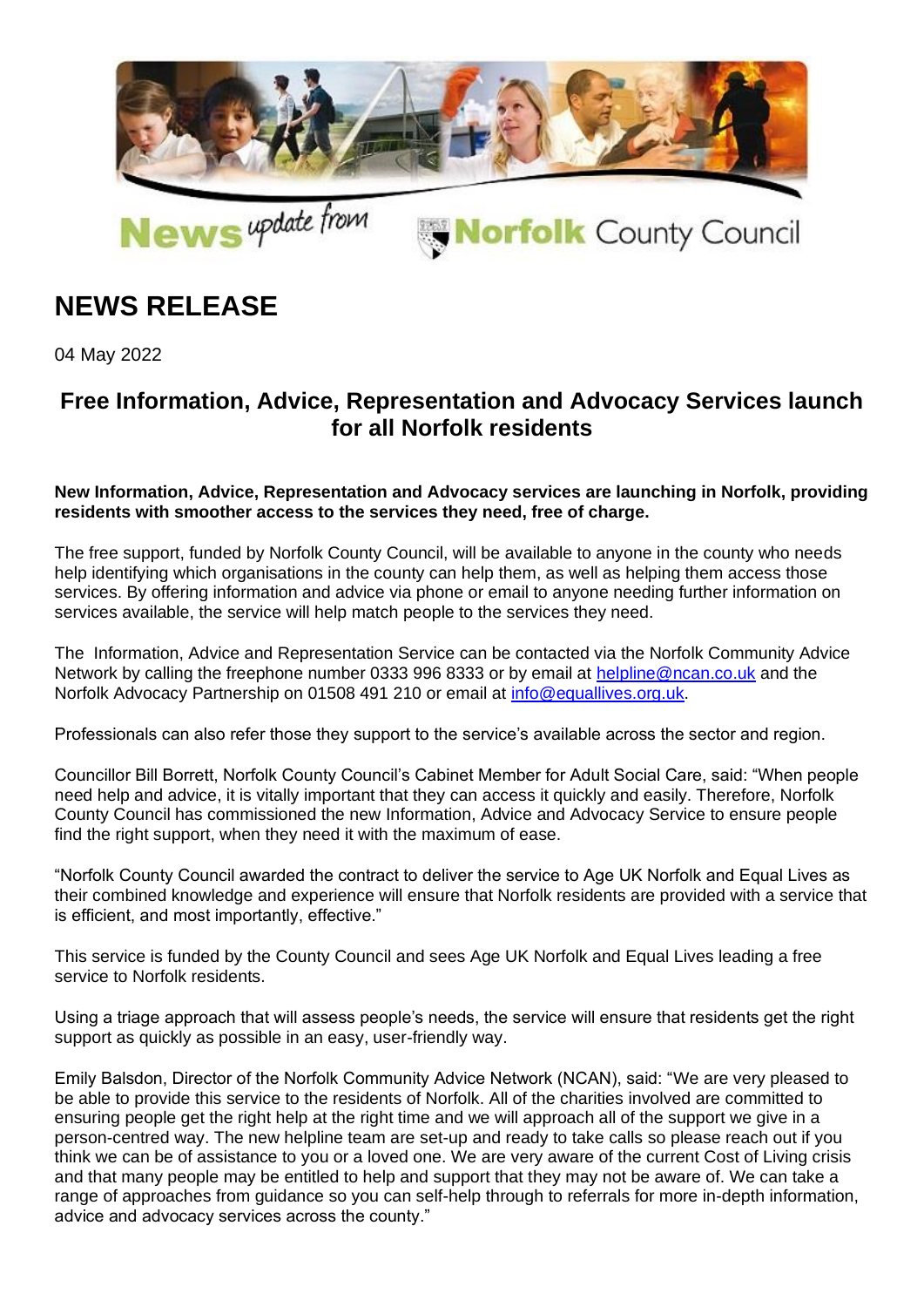# NEWS RELEASE

04 May 2022

## Free Information, Advice, Representation and Advocacy Services launch for all Norfolk residents

**New Information, Advice, Representation and Advocacy services are launching in Norfolk, providing residents with smoother access to the services they need, free of charge.**

The free support, funded by Norfolk County Council, will be available to anyone in the county who needs help identifying which organisations in the county can help them, as well as helping them access those services. By offering information and advice via phone or email to anyone needing further information on services available, the service will help match people to the services they need.

The Information, Advice and Representation Service can be contacted via the Norfolk Community Advice Network by calling the freephone number 0333 996 8333 or by email at helpline@ncan.co.uk and the Norfolk Advocacy Partnership on 01508 491 210 or email at info@equallives.org.uk.

Professionals can also refer those they support to the service's available across the sector and region.

Councillor Bill Borrett, Norfolk County Council's Cabinet Member for Adult Social Care, said: "When people need help and advice, it is vitally important that they can access it quickly and easily. Therefore, Norfolk County Council has commissioned the new Information, Advice and Advocacy Service to ensure people find the right support, when they need it with the maximum of ease.

"Norfolk County Council awarded the contract to deliver the service to Age UK Norfolk and Equal Lives as their combined knowledge and experience will ensure that Norfolk residents are provided with a service that is efficient, and most importantly, effective."

This service is funded by the County Council and sees Age UK Norfolk and Equal Lives leading a free service to Norfolk residents.

Using a triage approach that will assess people's needs, the service will ensure that residents get the right support as quickly as possible in an easy, user-friendly way.

Emily Balsdon, Director of the Norfolk Community Advice Network (NCAN), said: "We are very pleased to be able to provide this service to the residents of Norfolk. All of the charities involved are committed to ensuring people get the right help at the right time and we will approach all of the support we give in a person-centred way. The new helpline team are set-up and ready to take calls so please reach out if you think we can be of assistance to you or a loved one. We are very aware of the current Cost of Living crisis and that many people may be entitled to help and support that they may not be aware of. We can take a range of approaches from guidance so you can self-help through to referrals for more in-depth information, advice and advocacy services across the county."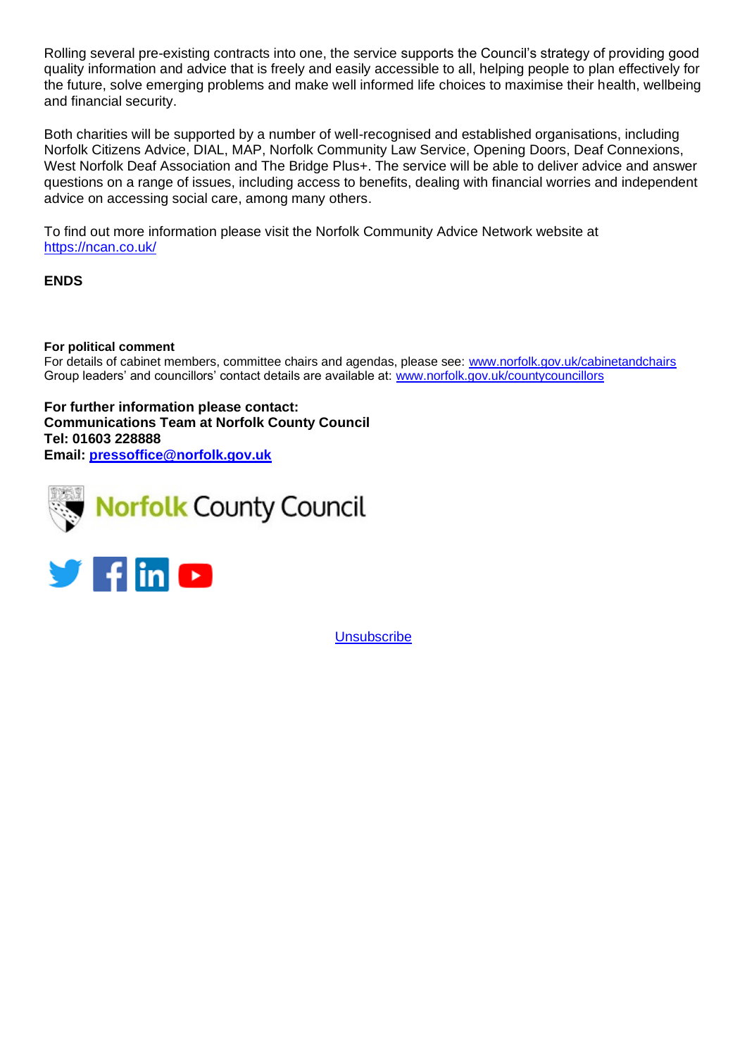Rolling several pre-existing contracts into one, the service supports the Council's strategy of providing good quality information and advice that is freely and easily accessible to all, helping people to plan effectively for the future, solve emerging problems and make well informed life choices to maximise their health, wellbeing and financial security.

Both charities will be supported by a number of well-recognised and established organisations, including Norfolk Citizens Advice, DIAL, MAP, Norfolk Community Law Service, Opening Doors, Deaf Connexions, West Norfolk Deaf Association and The Bridge Plus+. The service will be able to deliver advice and answer questions on a range of issues, including access to benefits, dealing with financial worries and independent advice on accessing social care, among many others.

To find out more information please visit the Norfolk Community Advice Network website at https://ncan.co.uk/

**ENDS**

**For political comment**
For details of cabinet members, committee chairs and agendas, please see: www.norfolk.gov.uk/cabinetandchairs
Group leaders' and councillors' contact details are available at: www.norfolk.gov.uk/countycouncillors

**For further information please contact:**
**Communications Team at Norfolk County Council**
**Tel: 01603 228888**
**Email: pressoffice@norfolk.gov.uk**

Norfolk County Council

Unsubscribe